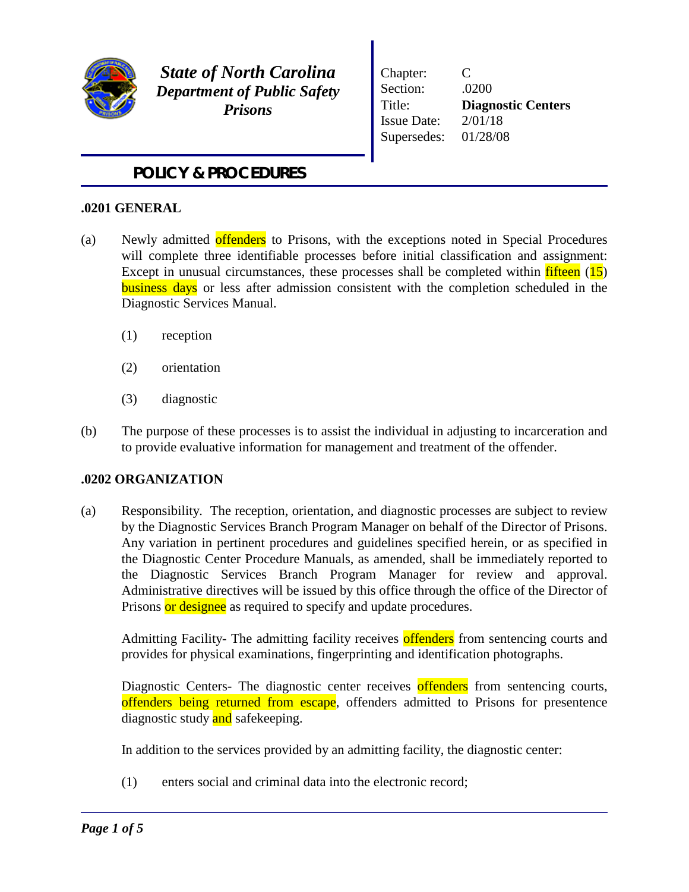**State of North Carolina**
***Department of Public Safety***
***Prisons***

| | |
|---|---|
| Chapter: | C |
| Section: | .0200 |
| Title: | **Diagnostic Centers** |
| Issue Date: | 2/01/18 |
| Supersedes: | 01/28/08 |

## POLICY & PROCEDURES

### .0201 GENERAL

(a) Newly admitted offenders to Prisons, with the exceptions noted in Special Procedures will complete three identifiable processes before initial classification and assignment: Except in unusual circumstances, these processes shall be completed within fifteen (15) business days or less after admission consistent with the completion scheduled in the Diagnostic Services Manual.

(1) reception

(2) orientation

(3) diagnostic

(b) The purpose of these processes is to assist the individual in adjusting to incarceration and to provide evaluative information for management and treatment of the offender.

### .0202 ORGANIZATION

(a) Responsibility. The reception, orientation, and diagnostic processes are subject to review by the Diagnostic Services Branch Program Manager on behalf of the Director of Prisons. Any variation in pertinent procedures and guidelines specified herein, or as specified in the Diagnostic Center Procedure Manuals, as amended, shall be immediately reported to the Diagnostic Services Branch Program Manager for review and approval. Administrative directives will be issued by this office through the office of the Director of Prisons or designee as required to specify and update procedures.

Admitting Facility- The admitting facility receives offenders from sentencing courts and provides for physical examinations, fingerprinting and identification photographs.

Diagnostic Centers- The diagnostic center receives offenders from sentencing courts, offenders being returned from escape, offenders admitted to Prisons for presentence diagnostic study and safekeeping.

In addition to the services provided by an admitting facility, the diagnostic center:

(1) enters social and criminal data into the electronic record;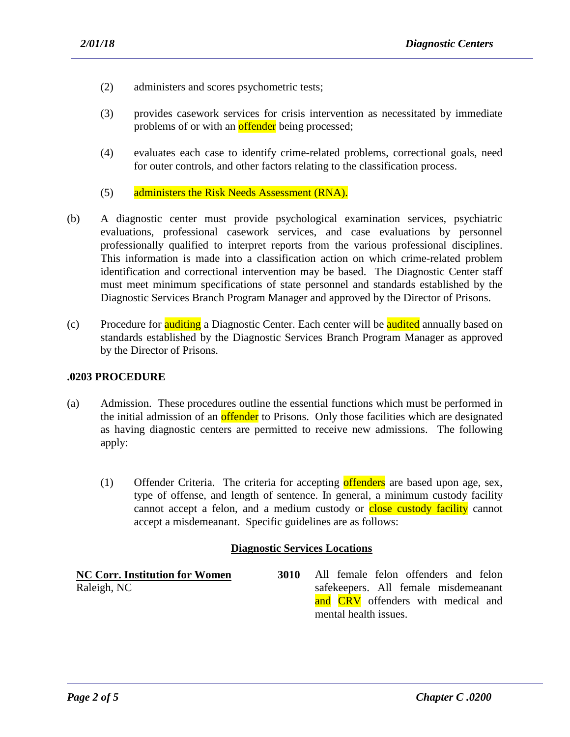(2) administers and scores psychometric tests;

(3) provides casework services for crisis intervention as necessitated by immediate problems of or with an offender being processed;

(4) evaluates each case to identify crime-related problems, correctional goals, need for outer controls, and other factors relating to the classification process.

(5) administers the Risk Needs Assessment (RNA).

(b) A diagnostic center must provide psychological examination services, psychiatric evaluations, professional casework services, and case evaluations by personnel professionally qualified to interpret reports from the various professional disciplines. This information is made into a classification action on which crime-related problem identification and correctional intervention may be based. The Diagnostic Center staff must meet minimum specifications of state personnel and standards established by the Diagnostic Services Branch Program Manager and approved by the Director of Prisons.

(c) Procedure for auditing a Diagnostic Center. Each center will be audited annually based on standards established by the Diagnostic Services Branch Program Manager as approved by the Director of Prisons.

### .0203 PROCEDURE

(a) Admission. These procedures outline the essential functions which must be performed in the initial admission of an offender to Prisons. Only those facilities which are designated as having diagnostic centers are permitted to receive new admissions. The following apply:

(1) Offender Criteria. The criteria for accepting offenders are based upon age, sex, type of offense, and length of sentence. In general, a minimum custody facility cannot accept a felon, and a medium custody or close custody facility cannot accept a misdemeanant. Specific guidelines are as follows:

**Diagnostic Services Locations**

| | | |
|---|---|---|
| **NC Corr. Institution for Women**<br>Raleigh, NC | **3010** | All female felon offenders and felon safekeepers. All female misdemeanant and CRV offenders with medical and mental health issues. |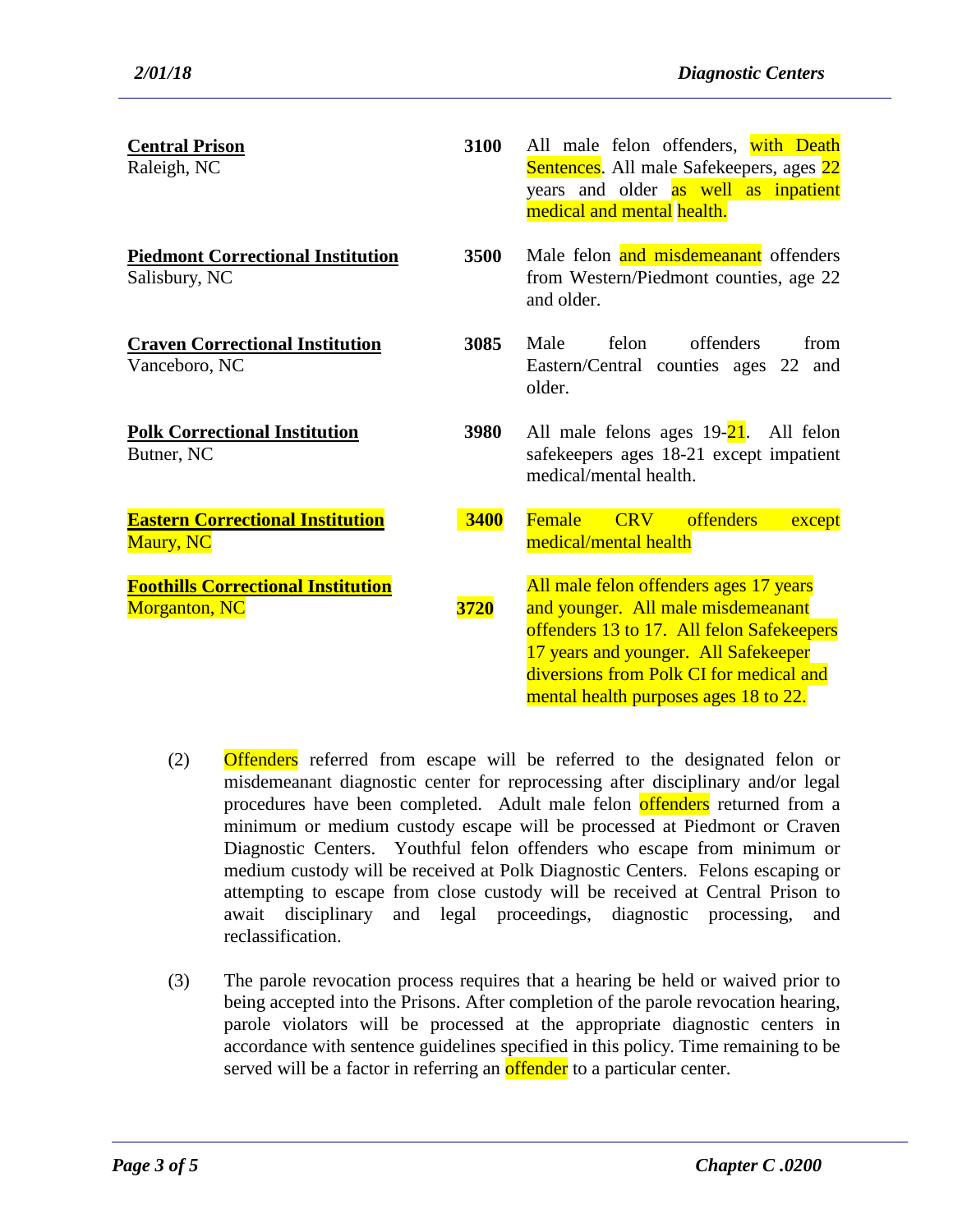| | | |
|---|---|---|
| **Central Prison**<br>Raleigh, NC | **3100** | All male felon offenders, with Death Sentences. All male Safekeepers, ages 22 years and older as well as inpatient medical and mental health. |
| **Piedmont Correctional Institution**<br>Salisbury, NC | **3500** | Male felon and misdemeanant offenders from Western/Piedmont counties, age 22 and older. |
| **Craven Correctional Institution**<br>Vanceboro, NC | **3085** | Male felon offenders from Eastern/Central counties ages 22 and older. |
| **Polk Correctional Institution**<br>Butner, NC | **3980** | All male felons ages 19-21. All felon safekeepers ages 18-21 except impatient medical/mental health. |
| **Eastern Correctional Institution**<br>Maury, NC | **3400** | Female CRV offenders except medical/mental health |
| **Foothills Correctional Institution**<br>Morganton, NC | **3720** | All male felon offenders ages 17 years and younger. All male misdemeanant offenders 13 to 17. All felon Safekeepers 17 years and younger. All Safekeeper diversions from Polk CI for medical and mental health purposes ages 18 to 22. |

(2) Offenders referred from escape will be referred to the designated felon or misdemeanant diagnostic center for reprocessing after disciplinary and/or legal procedures have been completed. Adult male felon offenders returned from a minimum or medium custody escape will be processed at Piedmont or Craven Diagnostic Centers. Youthful felon offenders who escape from minimum or medium custody will be received at Polk Diagnostic Centers. Felons escaping or attempting to escape from close custody will be received at Central Prison to await disciplinary and legal proceedings, diagnostic processing, and reclassification.

(3) The parole revocation process requires that a hearing be held or waived prior to being accepted into the Prisons. After completion of the parole revocation hearing, parole violators will be processed at the appropriate diagnostic centers in accordance with sentence guidelines specified in this policy. Time remaining to be served will be a factor in referring an offender to a particular center.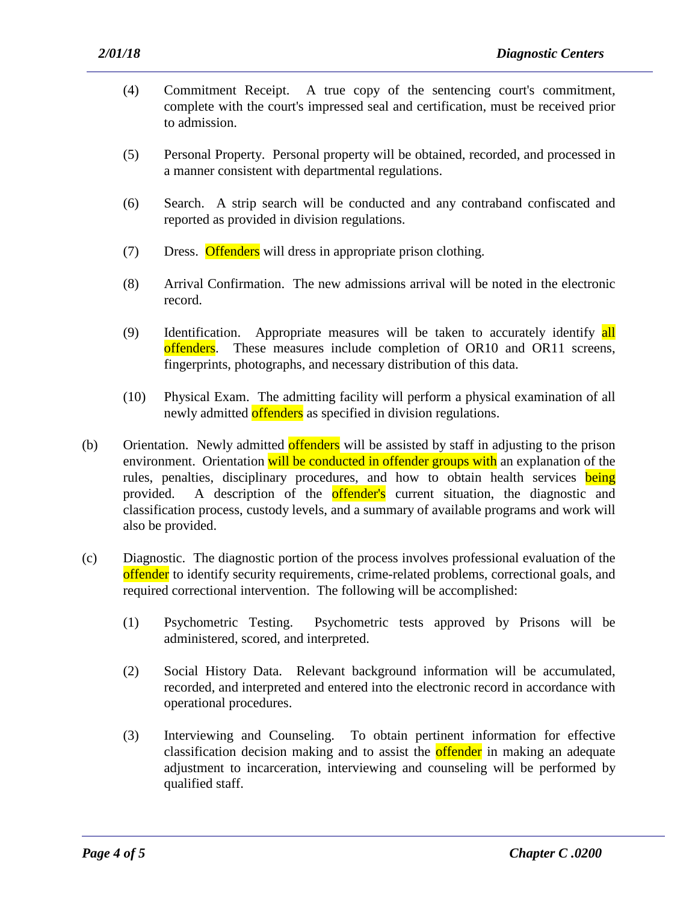(4) Commitment Receipt. A true copy of the sentencing court's commitment, complete with the court's impressed seal and certification, must be received prior to admission.

(5) Personal Property. Personal property will be obtained, recorded, and processed in a manner consistent with departmental regulations.

(6) Search. A strip search will be conducted and any contraband confiscated and reported as provided in division regulations.

(7) Dress. Offenders will dress in appropriate prison clothing.

(8) Arrival Confirmation. The new admissions arrival will be noted in the electronic record.

(9) Identification. Appropriate measures will be taken to accurately identify all offenders. These measures include completion of OR10 and OR11 screens, fingerprints, photographs, and necessary distribution of this data.

(10) Physical Exam. The admitting facility will perform a physical examination of all newly admitted offenders as specified in division regulations.

(b) Orientation. Newly admitted offenders will be assisted by staff in adjusting to the prison environment. Orientation will be conducted in offender groups with an explanation of the rules, penalties, disciplinary procedures, and how to obtain health services being provided. A description of the offender's current situation, the diagnostic and classification process, custody levels, and a summary of available programs and work will also be provided.

(c) Diagnostic. The diagnostic portion of the process involves professional evaluation of the offender to identify security requirements, crime-related problems, correctional goals, and required correctional intervention. The following will be accomplished:

(1) Psychometric Testing. Psychometric tests approved by Prisons will be administered, scored, and interpreted.

(2) Social History Data. Relevant background information will be accumulated, recorded, and interpreted and entered into the electronic record in accordance with operational procedures.

(3) Interviewing and Counseling. To obtain pertinent information for effective classification decision making and to assist the offender in making an adequate adjustment to incarceration, interviewing and counseling will be performed by qualified staff.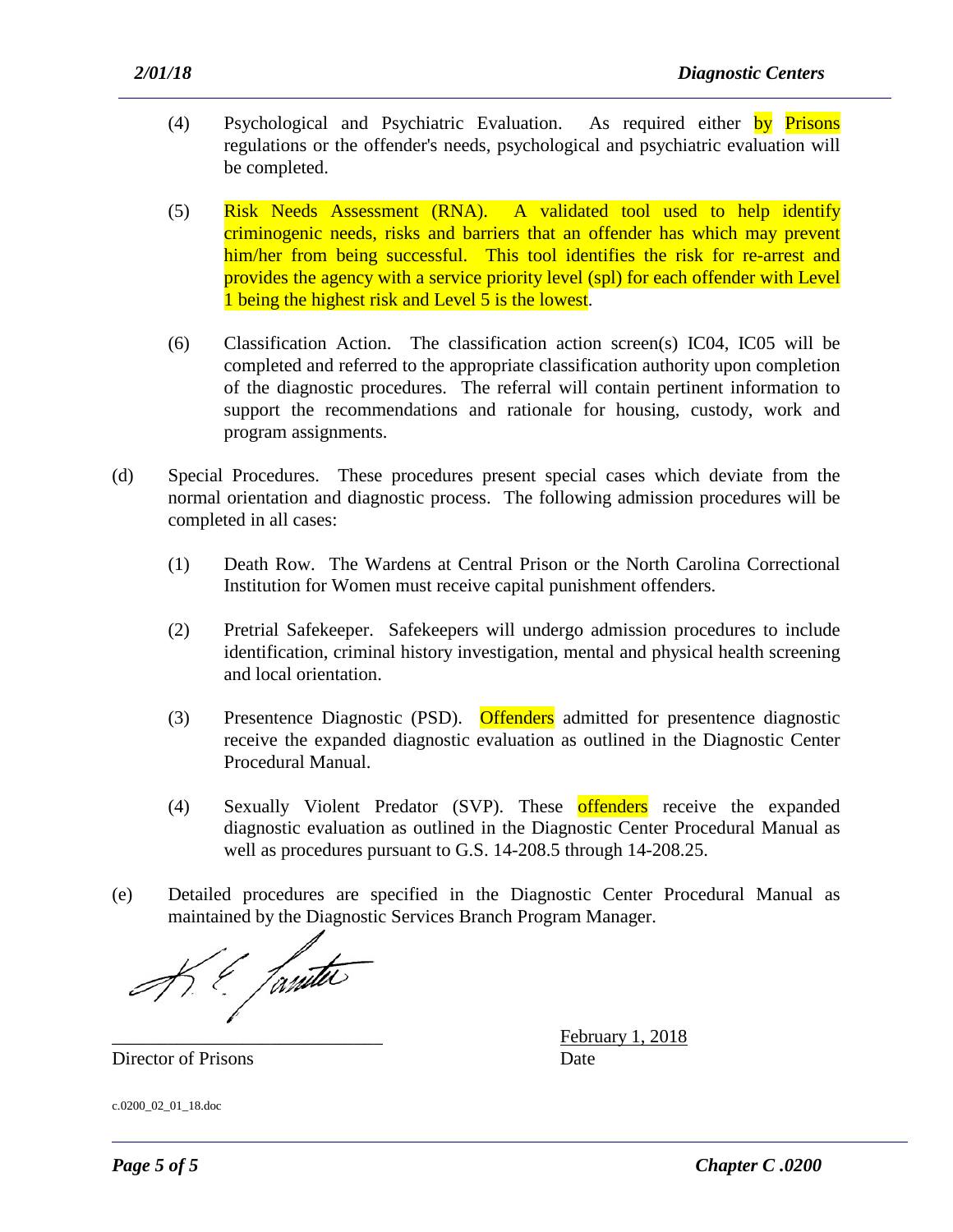(4) Psychological and Psychiatric Evaluation. As required either by Prisons regulations or the offender's needs, psychological and psychiatric evaluation will be completed.

(5) Risk Needs Assessment (RNA). A validated tool used to help identify criminogenic needs, risks and barriers that an offender has which may prevent him/her from being successful. This tool identifies the risk for re-arrest and provides the agency with a service priority level (spl) for each offender with Level 1 being the highest risk and Level 5 is the lowest.

(6) Classification Action. The classification action screen(s) IC04, IC05 will be completed and referred to the appropriate classification authority upon completion of the diagnostic procedures. The referral will contain pertinent information to support the recommendations and rationale for housing, custody, work and program assignments.

(d) Special Procedures. These procedures present special cases which deviate from the normal orientation and diagnostic process. The following admission procedures will be completed in all cases:

(1) Death Row. The Wardens at Central Prison or the North Carolina Correctional Institution for Women must receive capital punishment offenders.

(2) Pretrial Safekeeper. Safekeepers will undergo admission procedures to include identification, criminal history investigation, mental and physical health screening and local orientation.

(3) Presentence Diagnostic (PSD). Offenders admitted for presentence diagnostic receive the expanded diagnostic evaluation as outlined in the Diagnostic Center Procedural Manual.

(4) Sexually Violent Predator (SVP). These offenders receive the expanded diagnostic evaluation as outlined in the Diagnostic Center Procedural Manual as well as procedures pursuant to G.S. 14-208.5 through 14-208.25.

(e) Detailed procedures are specified in the Diagnostic Center Procedural Manual as maintained by the Diagnostic Services Branch Program Manager.

_____________________________ February 1, 2018

Director of Prisons Date

c.0200_02_01_18.doc